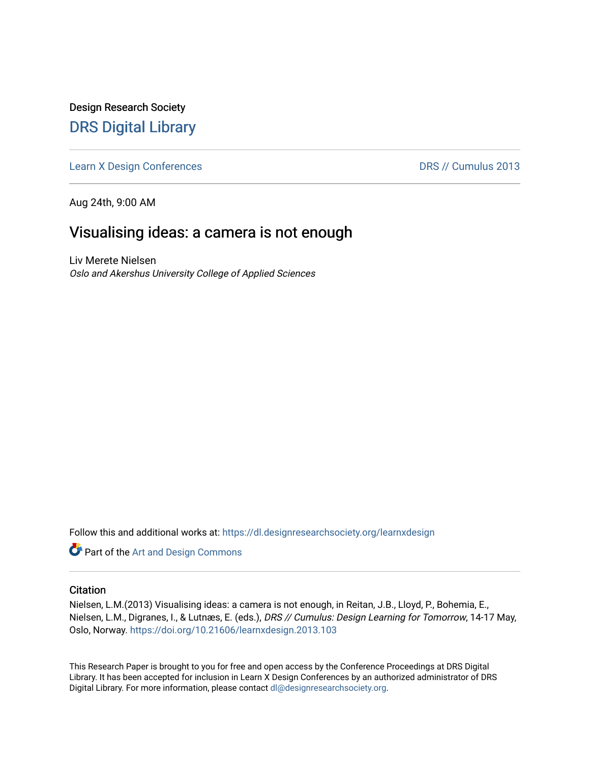Design Research Society

# DRS Digital Library

Learn X Design Conferences | DRS // Cumulus 2013

Aug 24th, 9:00 AM

## Visualising ideas: a camera is not enough

Liv Merete Nielsen

*Oslo and Akershus University College of Applied Sciences*

Follow this and additional works at: https://dl.designresearchsociety.org/learnxdesign

Part of the Art and Design Commons

### Citation

Nielsen, L.M.(2013) Visualising ideas: a camera is not enough, in Reitan, J.B., Lloyd, P., Bohemia, E., Nielsen, L.M., Digranes, I., & Lutnæs, E. (eds.), *DRS // Cumulus: Design Learning for Tomorrow*, 14-17 May, Oslo, Norway. https://doi.org/10.21606/learnxdesign.2013.103

This Research Paper is brought to you for free and open access by the Conference Proceedings at DRS Digital Library. It has been accepted for inclusion in Learn X Design Conferences by an authorized administrator of DRS Digital Library. For more information, please contact dl@designresearchsociety.org.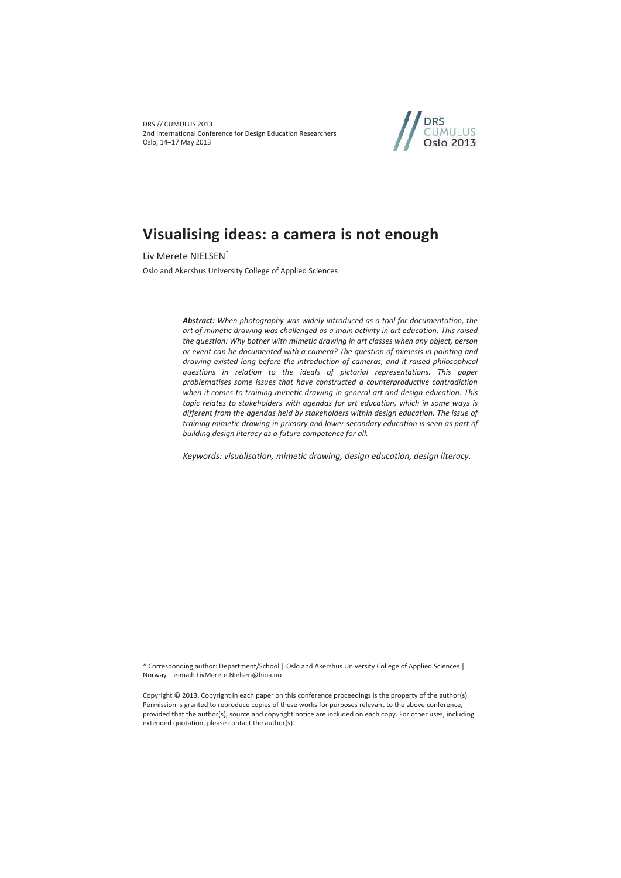# Visualising ideas: a camera is not enough

Liv Merete NIELSEN*

Oslo and Akershus University College of Applied Sciences

***Abstract:*** *When photography was widely introduced as a tool for documentation, the art of mimetic drawing was challenged as a main activity in art education. This raised the question: Why bother with mimetic drawing in art classes when any object, person or event can be documented with a camera? The question of mimesis in painting and drawing existed long before the introduction of cameras, and it raised philosophical questions in relation to the ideals of pictorial representations. This paper problematises some issues that have constructed a counterproductive contradiction when it comes to training mimetic drawing in general art and design education. This topic relates to stakeholders with agendas for art education, which in some ways is different from the agendas held by stakeholders within design education. The issue of training mimetic drawing in primary and lower secondary education is seen as part of building design literacy as a future competence for all.*

*Keywords: visualisation, mimetic drawing, design education, design literacy.*

---

\* Corresponding author: Department/School | Oslo and Akershus University College of Applied Sciences | Norway | e-mail: LivMerete.Nielsen@hioa.no

Copyright © 2013. Copyright in each paper on this conference proceedings is the property of the author(s). Permission is granted to reproduce copies of these works for purposes relevant to the above conference, provided that the author(s), source and copyright notice are included on each copy. For other uses, including extended quotation, please contact the author(s).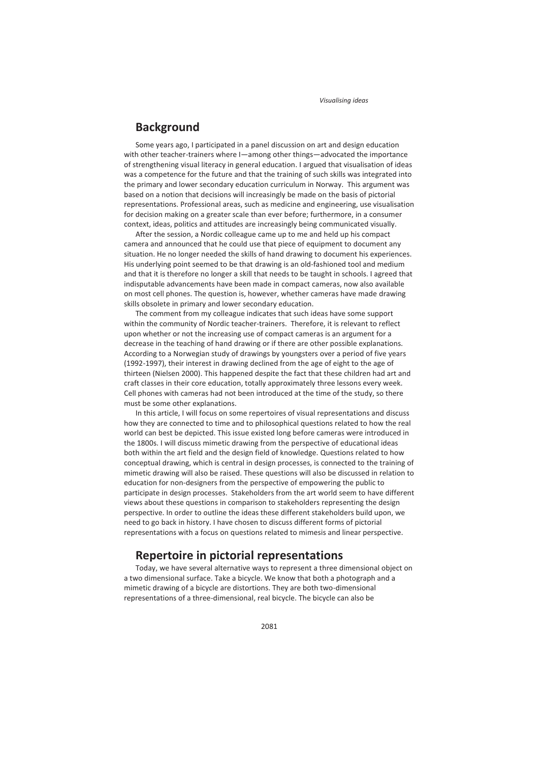## Background

Some years ago, I participated in a panel discussion on art and design education with other teacher-trainers where I—among other things—advocated the importance of strengthening visual literacy in general education. I argued that visualisation of ideas was a competence for the future and that the training of such skills was integrated into the primary and lower secondary education curriculum in Norway. This argument was based on a notion that decisions will increasingly be made on the basis of pictorial representations. Professional areas, such as medicine and engineering, use visualisation for decision making on a greater scale than ever before; furthermore, in a consumer context, ideas, politics and attitudes are increasingly being communicated visually.

After the session, a Nordic colleague came up to me and held up his compact camera and announced that he could use that piece of equipment to document any situation. He no longer needed the skills of hand drawing to document his experiences. His underlying point seemed to be that drawing is an old-fashioned tool and medium and that it is therefore no longer a skill that needs to be taught in schools. I agreed that indisputable advancements have been made in compact cameras, now also available on most cell phones. The question is, however, whether cameras have made drawing skills obsolete in primary and lower secondary education.

The comment from my colleague indicates that such ideas have some support within the community of Nordic teacher-trainers. Therefore, it is relevant to reflect upon whether or not the increasing use of compact cameras is an argument for a decrease in the teaching of hand drawing or if there are other possible explanations. According to a Norwegian study of drawings by youngsters over a period of five years (1992-1997), their interest in drawing declined from the age of eight to the age of thirteen (Nielsen 2000). This happened despite the fact that these children had art and craft classes in their core education, totally approximately three lessons every week. Cell phones with cameras had not been introduced at the time of the study, so there must be some other explanations.

In this article, I will focus on some repertoires of visual representations and discuss how they are connected to time and to philosophical questions related to how the real world can best be depicted. This issue existed long before cameras were introduced in the 1800s. I will discuss mimetic drawing from the perspective of educational ideas both within the art field and the design field of knowledge. Questions related to how conceptual drawing, which is central in design processes, is connected to the training of mimetic drawing will also be raised. These questions will also be discussed in relation to education for non-designers from the perspective of empowering the public to participate in design processes. Stakeholders from the art world seem to have different views about these questions in comparison to stakeholders representing the design perspective. In order to outline the ideas these different stakeholders build upon, we need to go back in history. I have chosen to discuss different forms of pictorial representations with a focus on questions related to mimesis and linear perspective.

## Repertoire in pictorial representations

Today, we have several alternative ways to represent a three dimensional object on a two dimensional surface. Take a bicycle. We know that both a photograph and a mimetic drawing of a bicycle are distortions. They are both two-dimensional representations of a three-dimensional, real bicycle. The bicycle can also be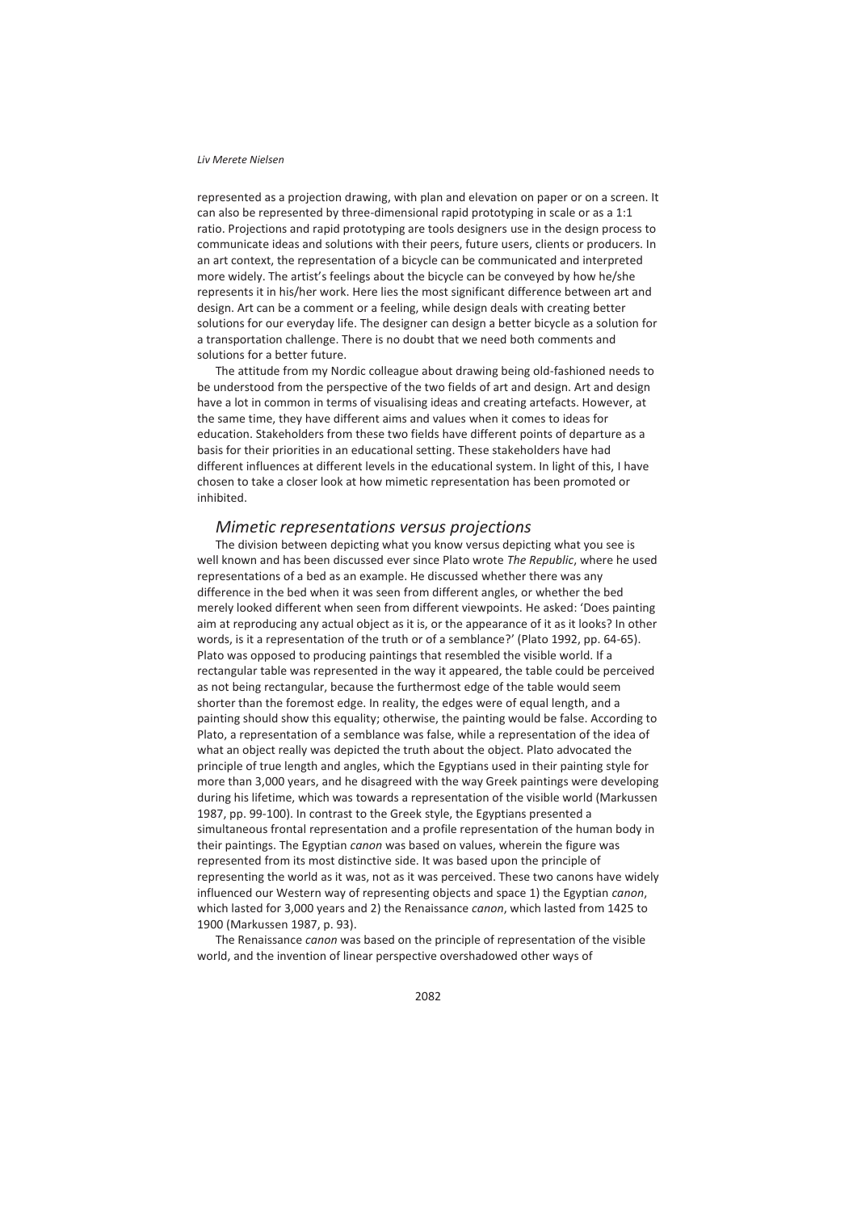represented as a projection drawing, with plan and elevation on paper or on a screen. It can also be represented by three-dimensional rapid prototyping in scale or as a 1:1 ratio. Projections and rapid prototyping are tools designers use in the design process to communicate ideas and solutions with their peers, future users, clients or producers. In an art context, the representation of a bicycle can be communicated and interpreted more widely. The artist's feelings about the bicycle can be conveyed by how he/she represents it in his/her work. Here lies the most significant difference between art and design. Art can be a comment or a feeling, while design deals with creating better solutions for our everyday life. The designer can design a better bicycle as a solution for a transportation challenge. There is no doubt that we need both comments and solutions for a better future.

The attitude from my Nordic colleague about drawing being old-fashioned needs to be understood from the perspective of the two fields of art and design. Art and design have a lot in common in terms of visualising ideas and creating artefacts. However, at the same time, they have different aims and values when it comes to ideas for education. Stakeholders from these two fields have different points of departure as a basis for their priorities in an educational setting. These stakeholders have had different influences at different levels in the educational system. In light of this, I have chosen to take a closer look at how mimetic representation has been promoted or inhibited.

## *Mimetic representations versus projections*

The division between depicting what you know versus depicting what you see is well known and has been discussed ever since Plato wrote *The Republic*, where he used representations of a bed as an example. He discussed whether there was any difference in the bed when it was seen from different angles, or whether the bed merely looked different when seen from different viewpoints. He asked: 'Does painting aim at reproducing any actual object as it is, or the appearance of it as it looks? In other words, is it a representation of the truth or of a semblance?' (Plato 1992, pp. 64-65). Plato was opposed to producing paintings that resembled the visible world. If a rectangular table was represented in the way it appeared, the table could be perceived as not being rectangular, because the furthermost edge of the table would seem shorter than the foremost edge. In reality, the edges were of equal length, and a painting should show this equality; otherwise, the painting would be false. According to Plato, a representation of a semblance was false, while a representation of the idea of what an object really was depicted the truth about the object. Plato advocated the principle of true length and angles, which the Egyptians used in their painting style for more than 3,000 years, and he disagreed with the way Greek paintings were developing during his lifetime, which was towards a representation of the visible world (Markussen 1987, pp. 99-100). In contrast to the Greek style, the Egyptians presented a simultaneous frontal representation and a profile representation of the human body in their paintings. The Egyptian *canon* was based on values, wherein the figure was represented from its most distinctive side. It was based upon the principle of representing the world as it was, not as it was perceived. These two canons have widely influenced our Western way of representing objects and space 1) the Egyptian *canon*, which lasted for 3,000 years and 2) the Renaissance *canon*, which lasted from 1425 to 1900 (Markussen 1987, p. 93).

The Renaissance *canon* was based on the principle of representation of the visible world, and the invention of linear perspective overshadowed other ways of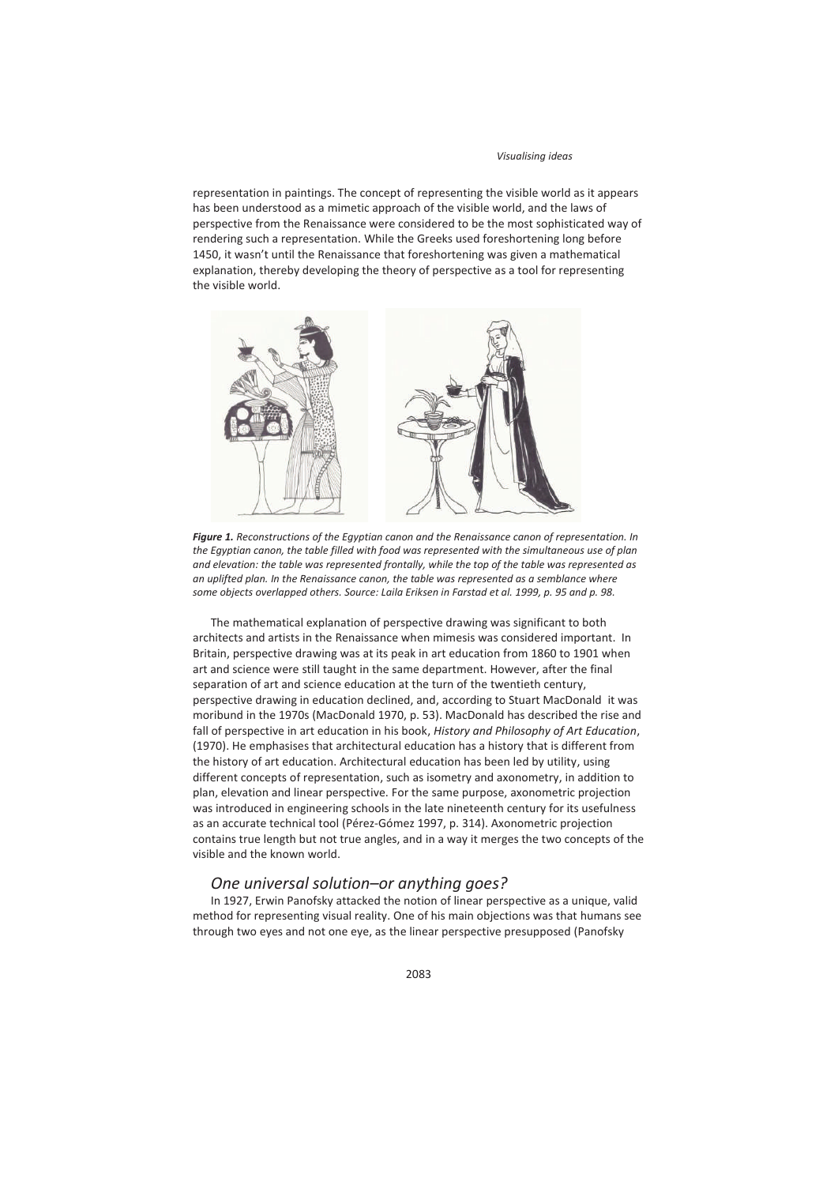representation in paintings. The concept of representing the visible world as it appears has been understood as a mimetic approach of the visible world, and the laws of perspective from the Renaissance were considered to be the most sophisticated way of rendering such a representation. While the Greeks used foreshortening long before 1450, it wasn't until the Renaissance that foreshortening was given a mathematical explanation, thereby developing the theory of perspective as a tool for representing the visible world.

***Figure 1.*** *Reconstructions of the Egyptian canon and the Renaissance canon of representation. In the Egyptian canon, the table filled with food was represented with the simultaneous use of plan and elevation: the table was represented frontally, while the top of the table was represented as an uplifted plan. In the Renaissance canon, the table was represented as a semblance where some objects overlapped others. Source: Laila Eriksen in Farstad et al. 1999, p. 95 and p. 98.*

The mathematical explanation of perspective drawing was significant to both architects and artists in the Renaissance when mimesis was considered important. In Britain, perspective drawing was at its peak in art education from 1860 to 1901 when art and science were still taught in the same department. However, after the final separation of art and science education at the turn of the twentieth century, perspective drawing in education declined, and, according to Stuart MacDonald it was moribund in the 1970s (MacDonald 1970, p. 53). MacDonald has described the rise and fall of perspective in art education in his book, *History and Philosophy of Art Education*, (1970). He emphasises that architectural education has a history that is different from the history of art education. Architectural education has been led by utility, using different concepts of representation, such as isometry and axonometry, in addition to plan, elevation and linear perspective. For the same purpose, axonometric projection was introduced in engineering schools in the late nineteenth century for its usefulness as an accurate technical tool (Pérez-Gómez 1997, p. 314). Axonometric projection contains true length but not true angles, and in a way it merges the two concepts of the visible and the known world.

## *One universal solution–or anything goes?*

In 1927, Erwin Panofsky attacked the notion of linear perspective as a unique, valid method for representing visual reality. One of his main objections was that humans see through two eyes and not one eye, as the linear perspective presupposed (Panofsky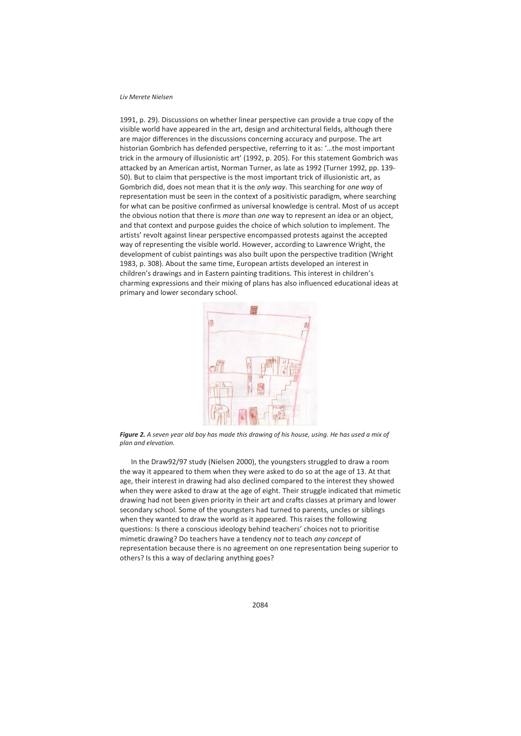1991, p. 29). Discussions on whether linear perspective can provide a true copy of the visible world have appeared in the art, design and architectural fields, although there are major differences in the discussions concerning accuracy and purpose. The art historian Gombrich has defended perspective, referring to it as: '…the most important trick in the armoury of illusionistic art' (1992, p. 205). For this statement Gombrich was attacked by an American artist, Norman Turner, as late as 1992 (Turner 1992, pp. 139-50). But to claim that perspective is the most important trick of illusionistic art, as Gombrich did, does not mean that it is the *only way*. This searching for *one way* of representation must be seen in the context of a positivistic paradigm, where searching for what can be positive confirmed as universal knowledge is central. Most of us accept the obvious notion that there is *more* than *one* way to represent an idea or an object, and that context and purpose guides the choice of which solution to implement. The artists' revolt against linear perspective encompassed protests against the accepted way of representing the visible world. However, according to Lawrence Wright, the development of cubist paintings was also built upon the perspective tradition (Wright 1983, p. 308). About the same time, European artists developed an interest in children's drawings and in Eastern painting traditions. This interest in children's charming expressions and their mixing of plans has also influenced educational ideas at primary and lower secondary school.

***Figure 2.*** *A seven year old boy has made this drawing of his house, using. He has used a mix of plan and elevation.*

In the Draw92/97 study (Nielsen 2000), the youngsters struggled to draw a room the way it appeared to them when they were asked to do so at the age of 13. At that age, their interest in drawing had also declined compared to the interest they showed when they were asked to draw at the age of eight. Their struggle indicated that mimetic drawing had not been given priority in their art and crafts classes at primary and lower secondary school. Some of the youngsters had turned to parents, uncles or siblings when they wanted to draw the world as it appeared. This raises the following questions: Is there a conscious ideology behind teachers' choices not to prioritise mimetic drawing? Do teachers have a tendency *not* to teach *any concept* of representation because there is no agreement on one representation being superior to others? Is this a way of declaring anything goes?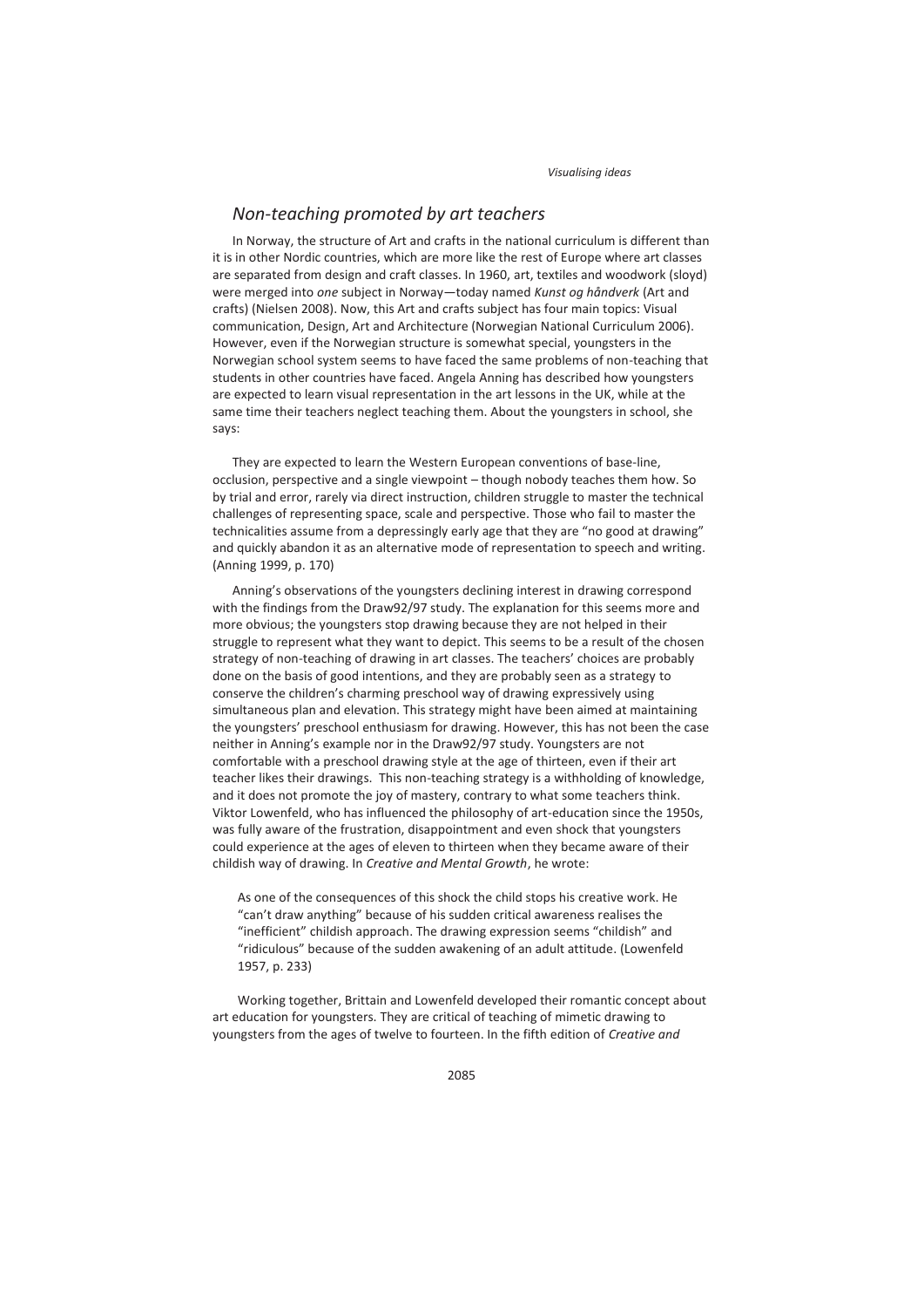## *Non-teaching promoted by art teachers*

In Norway, the structure of Art and crafts in the national curriculum is different than it is in other Nordic countries, which are more like the rest of Europe where art classes are separated from design and craft classes. In 1960, art, textiles and woodwork (sloyd) were merged into *one* subject in Norway—today named *Kunst og håndverk* (Art and crafts) (Nielsen 2008). Now, this Art and crafts subject has four main topics: Visual communication, Design, Art and Architecture (Norwegian National Curriculum 2006). However, even if the Norwegian structure is somewhat special, youngsters in the Norwegian school system seems to have faced the same problems of non-teaching that students in other countries have faced. Angela Anning has described how youngsters are expected to learn visual representation in the art lessons in the UK, while at the same time their teachers neglect teaching them. About the youngsters in school, she says:

> They are expected to learn the Western European conventions of base-line, occlusion, perspective and a single viewpoint – though nobody teaches them how. So by trial and error, rarely via direct instruction, children struggle to master the technical challenges of representing space, scale and perspective. Those who fail to master the technicalities assume from a depressingly early age that they are "no good at drawing" and quickly abandon it as an alternative mode of representation to speech and writing. (Anning 1999, p. 170)

Anning's observations of the youngsters declining interest in drawing correspond with the findings from the Draw92/97 study. The explanation for this seems more and more obvious; the youngsters stop drawing because they are not helped in their struggle to represent what they want to depict. This seems to be a result of the chosen strategy of non-teaching of drawing in art classes. The teachers' choices are probably done on the basis of good intentions, and they are probably seen as a strategy to conserve the children's charming preschool way of drawing expressively using simultaneous plan and elevation. This strategy might have been aimed at maintaining the youngsters' preschool enthusiasm for drawing. However, this has not been the case neither in Anning's example nor in the Draw92/97 study. Youngsters are not comfortable with a preschool drawing style at the age of thirteen, even if their art teacher likes their drawings. This non-teaching strategy is a withholding of knowledge, and it does not promote the joy of mastery, contrary to what some teachers think. Viktor Lowenfeld, who has influenced the philosophy of art-education since the 1950s, was fully aware of the frustration, disappointment and even shock that youngsters could experience at the ages of eleven to thirteen when they became aware of their childish way of drawing. In *Creative and Mental Growth*, he wrote:

> As one of the consequences of this shock the child stops his creative work. He "can't draw anything" because of his sudden critical awareness realises the "inefficient" childish approach. The drawing expression seems "childish" and "ridiculous" because of the sudden awakening of an adult attitude. (Lowenfeld 1957, p. 233)

Working together, Brittain and Lowenfeld developed their romantic concept about art education for youngsters. They are critical of teaching of mimetic drawing to youngsters from the ages of twelve to fourteen. In the fifth edition of *Creative and*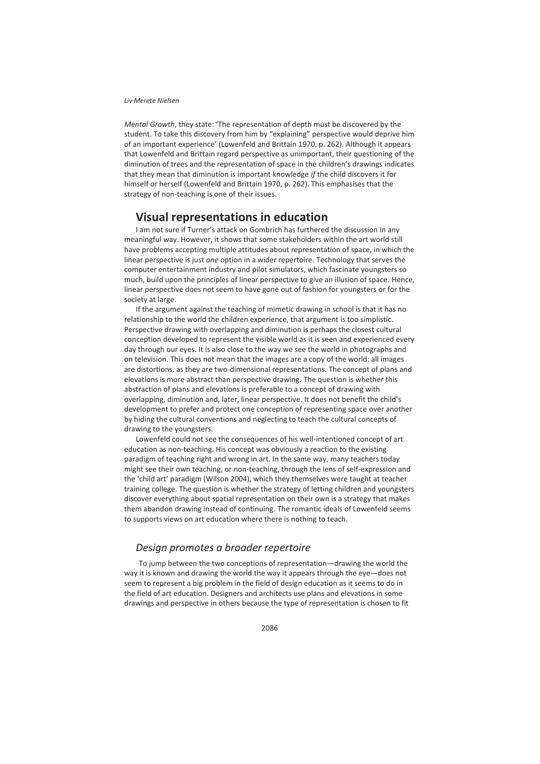*Mental Growth*, they state: 'The representation of depth must be discovered by the student. To take this discovery from him by "explaining" perspective would deprive him of an important experience' (Lowenfeld and Brittain 1970, p. 262). Although it appears that Lowenfeld and Brittain regard perspective as unimportant, their questioning of the diminution of trees and the representation of space in the children's drawings indicates that they mean that diminution is important knowledge *if* the child discovers it for himself or herself (Lowenfeld and Brittain 1970, p. 262). This emphasises that the strategy of non-teaching is one of their issues.

## Visual representations in education

I am not sure if Turner's attack on Gombrich has furthered the discussion in any meaningful way. However, it shows that some stakeholders within the art world still have problems accepting multiple attitudes about representation of space, in which the linear perspective is just *one* option in a wider repertoire. Technology that serves the computer entertainment industry and pilot simulators, which fascinate youngsters so much, build upon the principles of linear perspective to give an illusion of space. Hence, linear perspective does not seem to have gone out of fashion for youngsters or for the society at large.

If the argument against the teaching of mimetic drawing in school is that it has no relationship to the world the children experience, that argument is too simplistic. Perspective drawing with overlapping and diminution is perhaps the closest cultural conception developed to represent the visible world as it is seen and experienced every day through our eyes. It is also close to the way we see the world in photographs and on television. This does not mean that the images are a copy of the world: all images are distortions, as they are two-dimensional representations. The concept of plans and elevations is more abstract than perspective drawing. The question is whether this abstraction of plans and elevations is preferable to a concept of drawing with overlapping, diminution and, later, linear perspective. It does not benefit the child's development to prefer and protect one conception of representing space over another by hiding the cultural conventions and neglecting to teach the cultural concepts of drawing to the youngsters.

Lowenfeld could not see the consequences of his well-intentioned concept of art education as non-teaching. His concept was obviously a reaction to the existing paradigm of teaching right and wrong in art. In the same way, many teachers today might see their own teaching, or non-teaching, through the lens of self-expression and the 'child art' paradigm (Wilson 2004), which they themselves were taught at teacher training college. The question is whether the strategy of letting children and youngsters discover everything about spatial representation on their own is a strategy that makes them abandon drawing instead of continuing. The romantic ideals of Lowenfeld seems to supports views on art education where there is nothing to teach.

### *Design promotes a broader repertoire*

To jump between the two conceptions of representation—drawing the world the way it is known and drawing the world the way it appears through the eye—does not seem to represent a big problem in the field of design education as it seems to do in the field of art education. Designers and architects use plans and elevations in some drawings and perspective in others because the type of representation is chosen to fit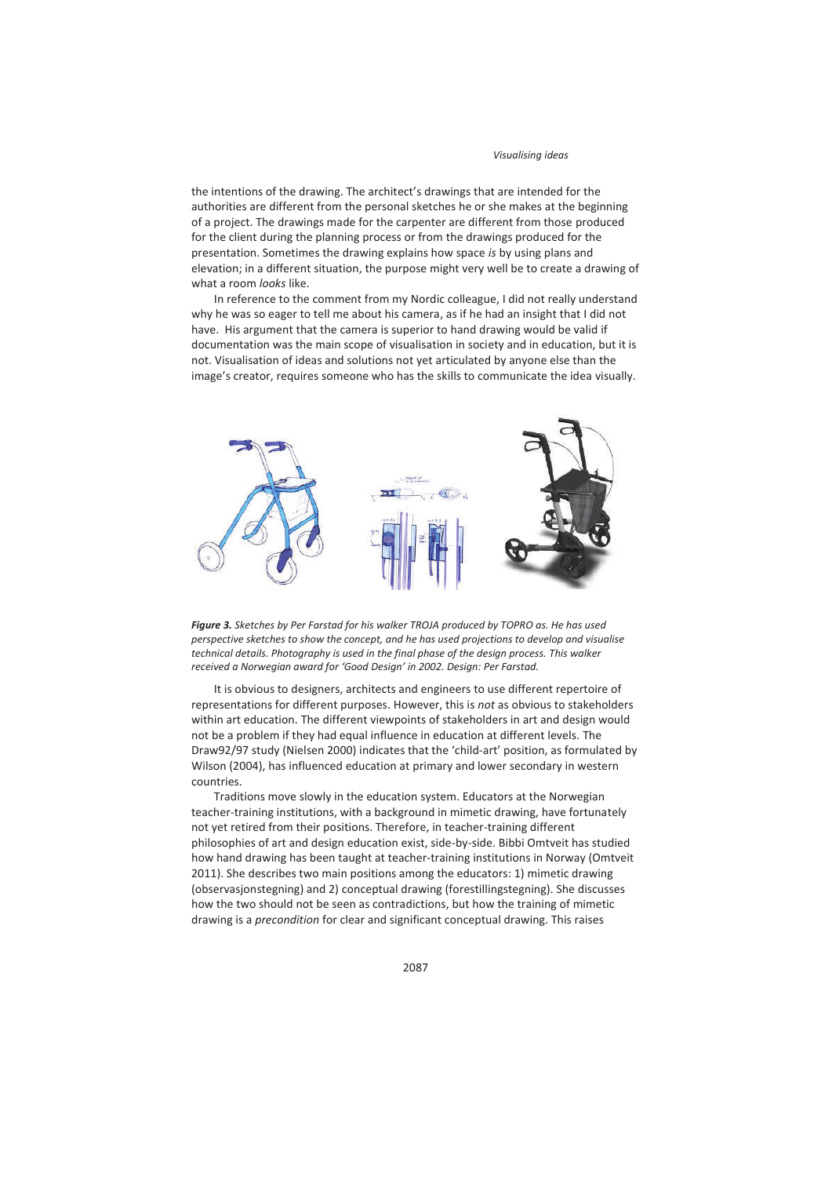the intentions of the drawing. The architect's drawings that are intended for the authorities are different from the personal sketches he or she makes at the beginning of a project. The drawings made for the carpenter are different from those produced for the client during the planning process or from the drawings produced for the presentation. Sometimes the drawing explains how space *is* by using plans and elevation; in a different situation, the purpose might very well be to create a drawing of what a room *looks* like.

In reference to the comment from my Nordic colleague, I did not really understand why he was so eager to tell me about his camera, as if he had an insight that I did not have. His argument that the camera is superior to hand drawing would be valid if documentation was the main scope of visualisation in society and in education, but it is not. Visualisation of ideas and solutions not yet articulated by anyone else than the image's creator, requires someone who has the skills to communicate the idea visually.

***Figure 3.*** *Sketches by Per Farstad for his walker TROJA produced by TOPRO as. He has used perspective sketches to show the concept, and he has used projections to develop and visualise technical details. Photography is used in the final phase of the design process. This walker received a Norwegian award for 'Good Design' in 2002. Design: Per Farstad.*

It is obvious to designers, architects and engineers to use different repertoire of representations for different purposes. However, this is *not* as obvious to stakeholders within art education. The different viewpoints of stakeholders in art and design would not be a problem if they had equal influence in education at different levels. The Draw92/97 study (Nielsen 2000) indicates that the 'child-art' position, as formulated by Wilson (2004), has influenced education at primary and lower secondary in western countries.

Traditions move slowly in the education system. Educators at the Norwegian teacher-training institutions, with a background in mimetic drawing, have fortunately not yet retired from their positions. Therefore, in teacher-training different philosophies of art and design education exist, side-by-side. Bibbi Omtveit has studied how hand drawing has been taught at teacher-training institutions in Norway (Omtveit 2011). She describes two main positions among the educators: 1) mimetic drawing (observasjonstegning) and 2) conceptual drawing (forestillingstegning). She discusses how the two should not be seen as contradictions, but how the training of mimetic drawing is a *precondition* for clear and significant conceptual drawing. This raises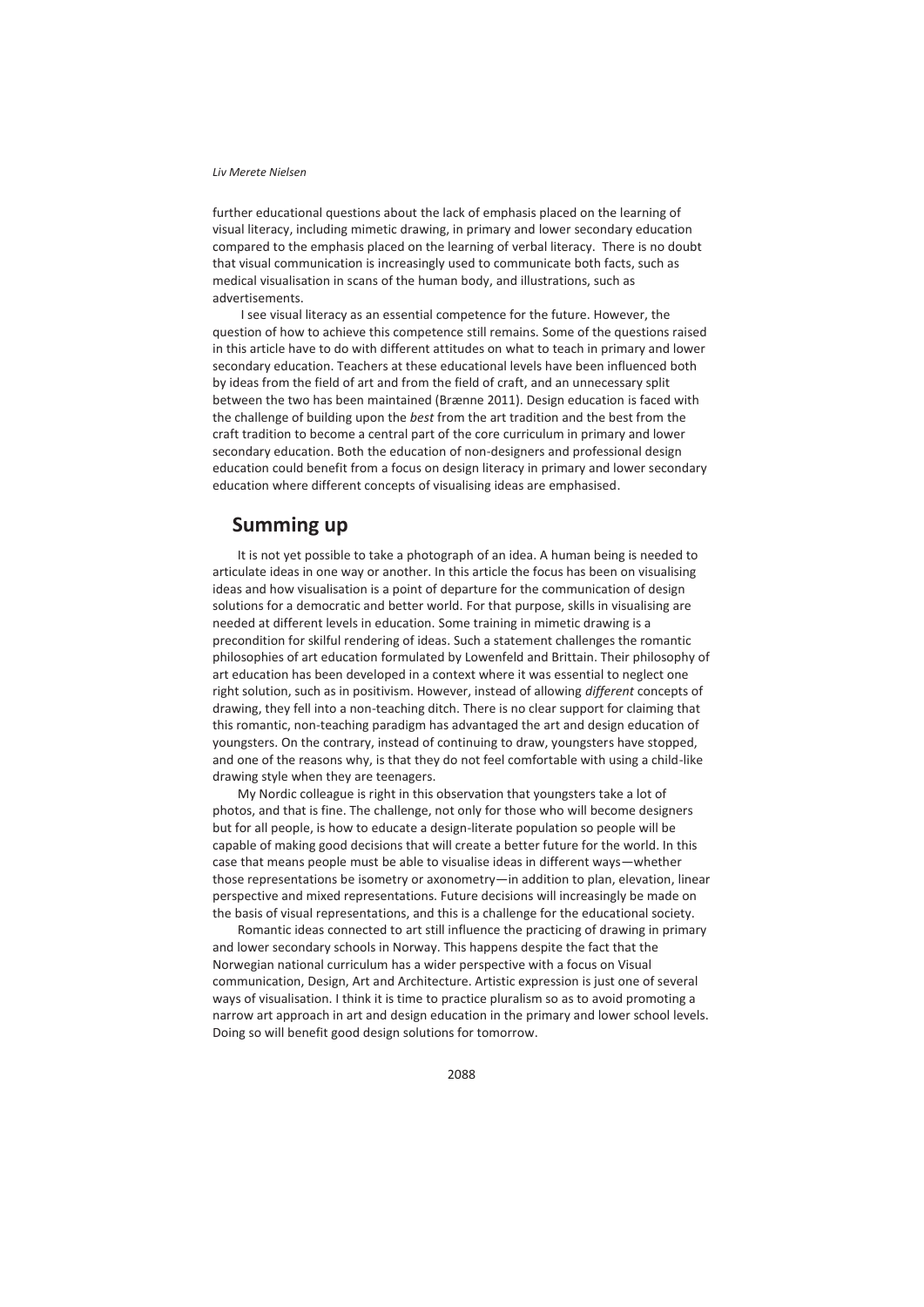further educational questions about the lack of emphasis placed on the learning of visual literacy, including mimetic drawing, in primary and lower secondary education compared to the emphasis placed on the learning of verbal literacy. There is no doubt that visual communication is increasingly used to communicate both facts, such as medical visualisation in scans of the human body, and illustrations, such as advertisements.

I see visual literacy as an essential competence for the future. However, the question of how to achieve this competence still remains. Some of the questions raised in this article have to do with different attitudes on what to teach in primary and lower secondary education. Teachers at these educational levels have been influenced both by ideas from the field of art and from the field of craft, and an unnecessary split between the two has been maintained (Brænne 2011). Design education is faced with the challenge of building upon the *best* from the art tradition and the best from the craft tradition to become a central part of the core curriculum in primary and lower secondary education. Both the education of non-designers and professional design education could benefit from a focus on design literacy in primary and lower secondary education where different concepts of visualising ideas are emphasised.

## Summing up

It is not yet possible to take a photograph of an idea. A human being is needed to articulate ideas in one way or another. In this article the focus has been on visualising ideas and how visualisation is a point of departure for the communication of design solutions for a democratic and better world. For that purpose, skills in visualising are needed at different levels in education. Some training in mimetic drawing is a precondition for skilful rendering of ideas. Such a statement challenges the romantic philosophies of art education formulated by Lowenfeld and Brittain. Their philosophy of art education has been developed in a context where it was essential to neglect one right solution, such as in positivism. However, instead of allowing *different* concepts of drawing, they fell into a non-teaching ditch. There is no clear support for claiming that this romantic, non-teaching paradigm has advantaged the art and design education of youngsters. On the contrary, instead of continuing to draw, youngsters have stopped, and one of the reasons why, is that they do not feel comfortable with using a child-like drawing style when they are teenagers.

My Nordic colleague is right in this observation that youngsters take a lot of photos, and that is fine. The challenge, not only for those who will become designers but for all people, is how to educate a design-literate population so people will be capable of making good decisions that will create a better future for the world. In this case that means people must be able to visualise ideas in different ways—whether those representations be isometry or axonometry—in addition to plan, elevation, linear perspective and mixed representations. Future decisions will increasingly be made on the basis of visual representations, and this is a challenge for the educational society.

Romantic ideas connected to art still influence the practicing of drawing in primary and lower secondary schools in Norway. This happens despite the fact that the Norwegian national curriculum has a wider perspective with a focus on Visual communication, Design, Art and Architecture. Artistic expression is just one of several ways of visualisation. I think it is time to practice pluralism so as to avoid promoting a narrow art approach in art and design education in the primary and lower school levels. Doing so will benefit good design solutions for tomorrow.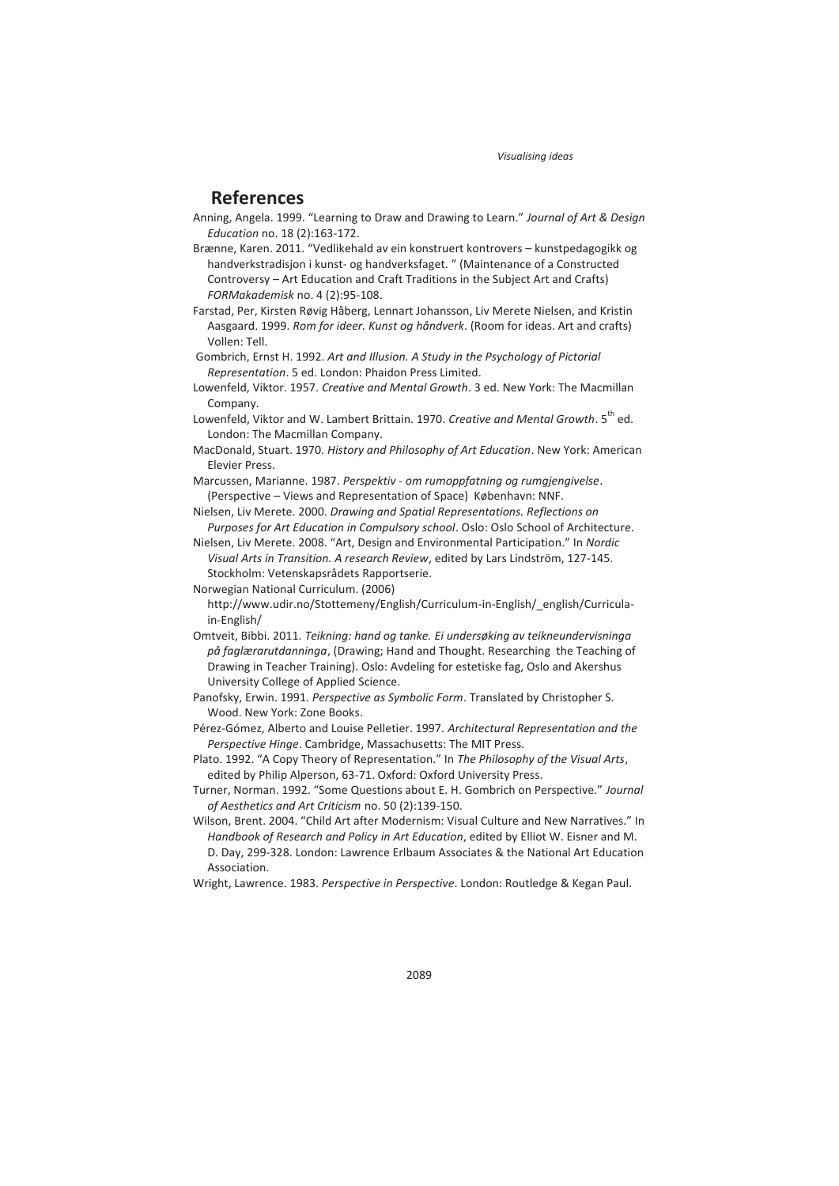## References

Anning, Angela. 1999. “Learning to Draw and Drawing to Learn.” *Journal of Art & Design Education* no. 18 (2):163-172.

Brænne, Karen. 2011. “Vedlikehald av ein konstruert kontrovers – kunstpedagogikk og handverkstradisjon i kunst- og handverksfaget. ” (Maintenance of a Constructed Controversy – Art Education and Craft Traditions in the Subject Art and Crafts) *FORMakademisk* no. 4 (2):95-108.

Farstad, Per, Kirsten Røvig Håberg, Lennart Johansson, Liv Merete Nielsen, and Kristin Aasgaard. 1999. *Rom for ideer. Kunst og håndverk*. (Room for ideas. Art and crafts) Vollen: Tell.

Gombrich, Ernst H. 1992. *Art and Illusion. A Study in the Psychology of Pictorial Representation*. 5 ed. London: Phaidon Press Limited.

Lowenfeld, Viktor. 1957. *Creative and Mental Growth*. 3 ed. New York: The Macmillan Company.

Lowenfeld, Viktor and W. Lambert Brittain. 1970. *Creative and Mental Growth*. 5th ed. London: The Macmillan Company.

MacDonald, Stuart. 1970. *History and Philosophy of Art Education*. New York: American Elevier Press.

Marcussen, Marianne. 1987. *Perspektiv - om rumoppfatning og rumgjengivelse*. (Perspective – Views and Representation of Space) København: NNF.

Nielsen, Liv Merete. 2000. *Drawing and Spatial Representations. Reflections on Purposes for Art Education in Compulsory school*. Oslo: Oslo School of Architecture.

Nielsen, Liv Merete. 2008. “Art, Design and Environmental Participation.” In *Nordic Visual Arts in Transition. A research Review*, edited by Lars Lindström, 127-145. Stockholm: Vetenskapsrådets Rapportserie.

Norwegian National Curriculum. (2006) http://www.udir.no/Stottemeny/English/Curriculum-in-English/_english/Curricula-in-English/

Omtveit, Bibbi. 2011. *Teikning: hand og tanke. Ei undersøking av teikneundervisninga på faglærarutdanninga*, (Drawing; Hand and Thought. Researching the Teaching of Drawing in Teacher Training). Oslo: Avdeling for estetiske fag, Oslo and Akershus University College of Applied Science.

Panofsky, Erwin. 1991. *Perspective as Symbolic Form*. Translated by Christopher S. Wood. New York: Zone Books.

Pérez-Gómez, Alberto and Louise Pelletier. 1997. *Architectural Representation and the Perspective Hinge*. Cambridge, Massachusetts: The MIT Press.

Plato. 1992. “A Copy Theory of Representation.” In *The Philosophy of the Visual Arts*, edited by Philip Alperson, 63-71. Oxford: Oxford University Press.

Turner, Norman. 1992. “Some Questions about E. H. Gombrich on Perspective.” *Journal of Aesthetics and Art Criticism* no. 50 (2):139-150.

Wilson, Brent. 2004. “Child Art after Modernism: Visual Culture and New Narratives.” In *Handbook of Research and Policy in Art Education*, edited by Elliot W. Eisner and M. D. Day, 299-328. London: Lawrence Erlbaum Associates & the National Art Education Association.

Wright, Lawrence. 1983. *Perspective in Perspective*. London: Routledge & Kegan Paul.